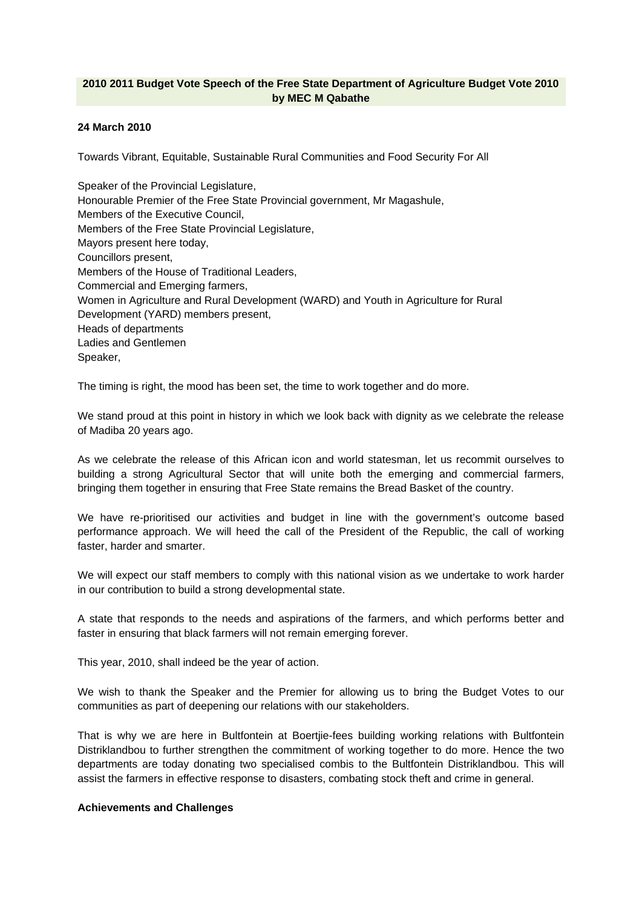# 2010 2011 Budget Vote Speech of the Free State Department of Agriculture Budget Vote 2010 by MEC M Qabathe

**24 March 2010**

Towards Vibrant, Equitable, Sustainable Rural Communities and Food Security For All

Speaker of the Provincial Legislature,
Honourable Premier of the Free State Provincial government, Mr Magashule,
Members of the Executive Council,
Members of the Free State Provincial Legislature,
Mayors present here today,
Councillors present,
Members of the House of Traditional Leaders,
Commercial and Emerging farmers,
Women in Agriculture and Rural Development (WARD) and Youth in Agriculture for Rural Development (YARD) members present,
Heads of departments
Ladies and Gentlemen
Speaker,

The timing is right, the mood has been set, the time to work together and do more.

We stand proud at this point in history in which we look back with dignity as we celebrate the release of Madiba 20 years ago.

As we celebrate the release of this African icon and world statesman, let us recommit ourselves to building a strong Agricultural Sector that will unite both the emerging and commercial farmers, bringing them together in ensuring that Free State remains the Bread Basket of the country.

We have re-prioritised our activities and budget in line with the government's outcome based performance approach. We will heed the call of the President of the Republic, the call of working faster, harder and smarter.

We will expect our staff members to comply with this national vision as we undertake to work harder in our contribution to build a strong developmental state.

A state that responds to the needs and aspirations of the farmers, and which performs better and faster in ensuring that black farmers will not remain emerging forever.

This year, 2010, shall indeed be the year of action.

We wish to thank the Speaker and the Premier for allowing us to bring the Budget Votes to our communities as part of deepening our relations with our stakeholders.

That is why we are here in Bultfontein at Boertjie-fees building working relations with Bultfontein Distriklandbou to further strengthen the commitment of working together to do more. Hence the two departments are today donating two specialised combis to the Bultfontein Distriklandbou. This will assist the farmers in effective response to disasters, combating stock theft and crime in general.

**Achievements and Challenges**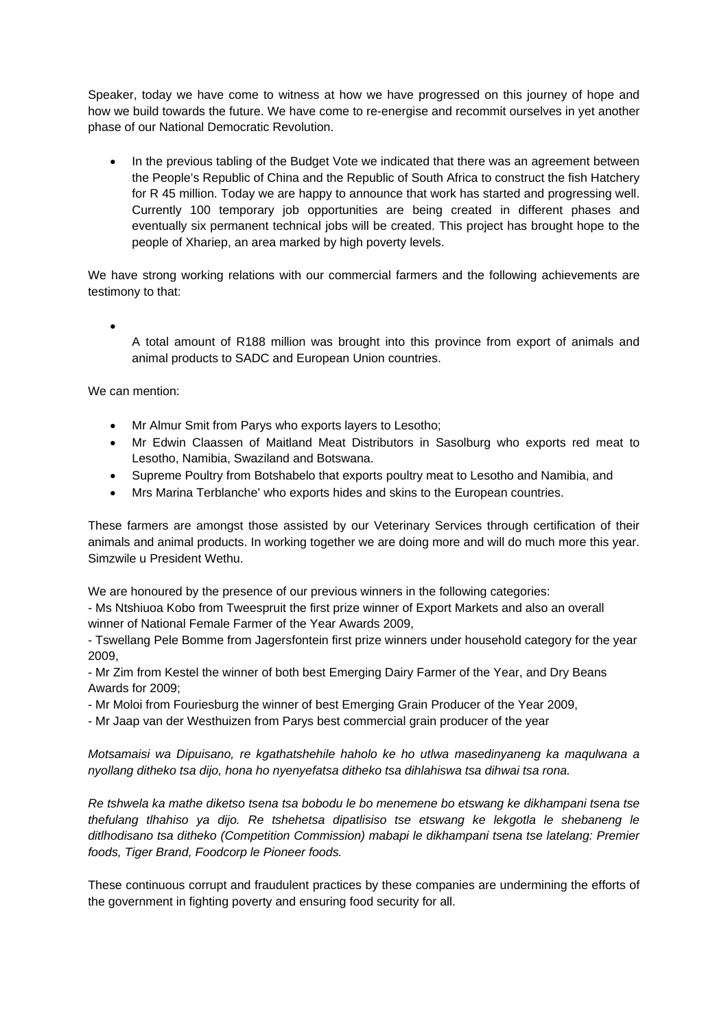Speaker, today we have come to witness at how we have progressed on this journey of hope and how we build towards the future. We have come to re-energise and recommit ourselves in yet another phase of our National Democratic Revolution.

- In the previous tabling of the Budget Vote we indicated that there was an agreement between the People's Republic of China and the Republic of South Africa to construct the fish Hatchery for R 45 million. Today we are happy to announce that work has started and progressing well. Currently 100 temporary job opportunities are being created in different phases and eventually six permanent technical jobs will be created. This project has brought hope to the people of Xhariep, an area marked by high poverty levels.

We have strong working relations with our commercial farmers and the following achievements are testimony to that:

- A total amount of R188 million was brought into this province from export of animals and animal products to SADC and European Union countries.

We can mention:

- Mr Almur Smit from Parys who exports layers to Lesotho;
- Mr Edwin Claassen of Maitland Meat Distributors in Sasolburg who exports red meat to Lesotho, Namibia, Swaziland and Botswana.
- Supreme Poultry from Botshabelo that exports poultry meat to Lesotho and Namibia, and
- Mrs Marina Terblanche' who exports hides and skins to the European countries.

These farmers are amongst those assisted by our Veterinary Services through certification of their animals and animal products. In working together we are doing more and will do much more this year. Simzwile u President Wethu.

We are honoured by the presence of our previous winners in the following categories:
- Ms Ntshiuoa Kobo from Tweespruit the first prize winner of Export Markets and also an overall winner of National Female Farmer of the Year Awards 2009,
- Tswellang Pele Bomme from Jagersfontein first prize winners under household category for the year 2009,
- Mr Zim from Kestel the winner of both best Emerging Dairy Farmer of the Year, and Dry Beans Awards for 2009;
- Mr Moloi from Fouriesburg the winner of best Emerging Grain Producer of the Year 2009,
- Mr Jaap van der Westhuizen from Parys best commercial grain producer of the year

*Motsamaisi wa Dipuisano, re kgathatshehile haholo ke ho utlwa masedinyaneng ka maqulwana a nyollang ditheko tsa dijo, hona ho nyenyefatsa ditheko tsa dihlahiswa tsa dihwai tsa rona.*

*Re tshwela ka mathe diketso tsena tsa bobodu le bo menemene bo etswang ke dikhampani tsena tse thefulang tlhahiso ya dijo. Re tshehetsa dipatlisiso tse etswang ke lekgotla le shebaneng le ditlhodisano tsa ditheko (Competition Commission) mabapi le dikhampani tsena tse latelang: Premier foods, Tiger Brand, Foodcorp le Pioneer foods.*

These continuous corrupt and fraudulent practices by these companies are undermining the efforts of the government in fighting poverty and ensuring food security for all.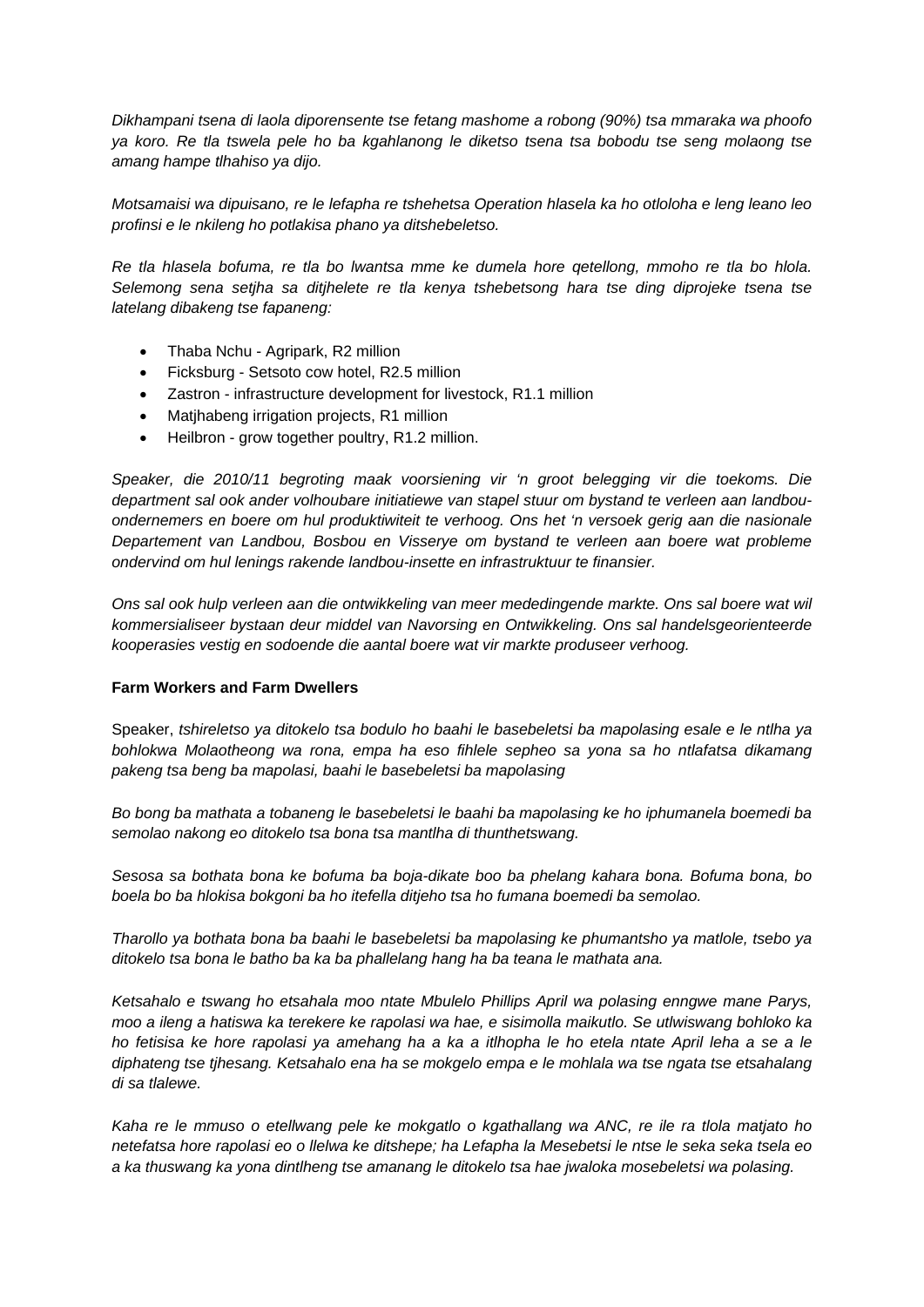*Dikhampani tsena di laola diporensente tse fetang mashome a robong (90%) tsa mmaraka wa phoofo ya koro. Re tla tswela pele ho ba kgahlanong le diketso tsena tsa bobodu tse seng molaong tse amang hampe tlhahiso ya dijo.*

*Motsamaisi wa dipuisano, re le lefapha re tshehetsa Operation hlasela ka ho otloloha e leng leano leo profinsi e le nkileng ho potlakisa phano ya ditshebeletso.*

*Re tla hlasela bofuma, re tla bo lwantsa mme ke dumela hore qetellong, mmoho re tla bo hlola. Selemong sena setjha sa ditjhelete re tla kenya tshebetsong hara tse ding diprojeke tsena tse latelang dibakeng tse fapaneng:*

- Thaba Nchu - Agripark, R2 million
- Ficksburg - Setsoto cow hotel, R2.5 million
- Zastron - infrastructure development for livestock, R1.1 million
- Matjhabeng irrigation projects, R1 million
- Heilbron - grow together poultry, R1.2 million.

*Speaker, die 2010/11 begroting maak voorsiening vir 'n groot belegging vir die toekoms. Die department sal ook ander volhoubare initiatiewe van stapel stuur om bystand te verleen aan landbou-ondernemers en boere om hul produktiwiteit te verhoog. Ons het 'n versoek gerig aan die nasionale Departement van Landbou, Bosbou en Visserye om bystand te verleen aan boere wat probleme ondervind om hul lenings rakende landbou-insette en infrastruktuur te finansier.*

*Ons sal ook hulp verleen aan die ontwikkeling van meer mededingende markte. Ons sal boere wat wil kommersialiseer bystaan deur middel van Navorsing en Ontwikkeling. Ons sal handelsgeorienteerde kooperasies vestig en sodoende die aantal boere wat vir markte produseer verhoog.*

**Farm Workers and Farm Dwellers**

Speaker, *tshireletso ya ditokelo tsa bodulo ho baahi le basebeletsi ba mapolasing esale e le ntlha ya bohlokwa Molaotheong wa rona, empa ha eso fihlele sepheo sa yona sa ho ntlafatsa dikamang pakeng tsa beng ba mapolasi, baahi le basebeletsi ba mapolasing*

*Bo bong ba mathata a tobaneng le basebeletsi le baahi ba mapolasing ke ho iphumanela boemedi ba semolao nakong eo ditokelo tsa bona tsa mantlha di thunthetswang.*

*Sesosa sa bothata bona ke bofuma ba boja-dikate boo ba phelang kahara bona. Bofuma bona, bo boela bo ba hlokisa bokgoni ba ho itefella ditjeho tsa ho fumana boemedi ba semolao.*

*Tharollo ya bothata bona ba baahi le basebeletsi ba mapolasing ke phumantsho ya matlole, tsebo ya ditokelo tsa bona le batho ba ka ba phallelang hang ha ba teana le mathata ana.*

*Ketsahalo e tswang ho etsahala moo ntate Mbulelo Phillips April wa polasing enngwe mane Parys, moo a ileng a hatiswa ka terekere ke rapolasi wa hae, e sisimolla maikutlo. Se utlwiswang bohloko ka ho fetisisa ke hore rapolasi ya amehang ha a ka a itlhopha le ho etela ntate April leha a se a le diphateng tse tjhesang. Ketsahalo ena ha se mokgelo empa e le mohlala wa tse ngata tse etsahalang di sa tlalewe.*

*Kaha re le mmuso o etellwang pele ke mokgatlo o kgathallang wa ANC, re ile ra tlola matjato ho netefatsa hore rapolasi eo o llelwa ke ditshepe; ha Lefapha la Mesebetsi le ntse le seka seka tsela eo a ka thuswang ka yona dintlheng tse amanang le ditokelo tsa hae jwaloka mosebeletsi wa polasing.*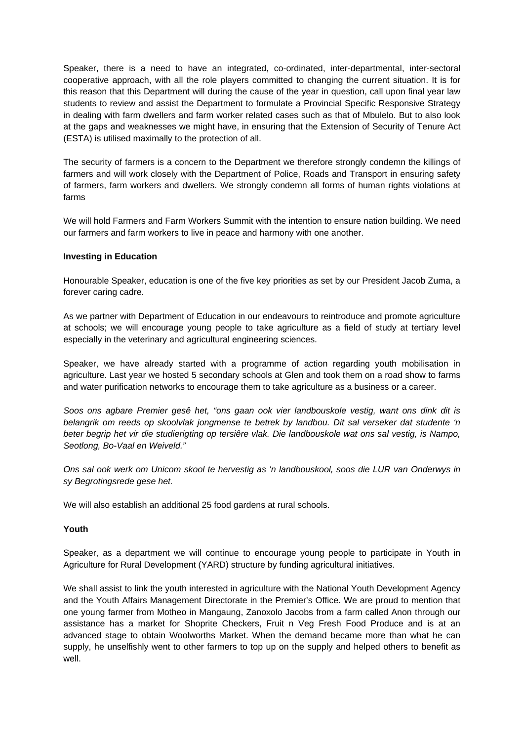Speaker, there is a need to have an integrated, co-ordinated, inter-departmental, inter-sectoral cooperative approach, with all the role players committed to changing the current situation. It is for this reason that this Department will during the cause of the year in question, call upon final year law students to review and assist the Department to formulate a Provincial Specific Responsive Strategy in dealing with farm dwellers and farm worker related cases such as that of Mbulelo. But to also look at the gaps and weaknesses we might have, in ensuring that the Extension of Security of Tenure Act (ESTA) is utilised maximally to the protection of all.

The security of farmers is a concern to the Department we therefore strongly condemn the killings of farmers and will work closely with the Department of Police, Roads and Transport in ensuring safety of farmers, farm workers and dwellers. We strongly condemn all forms of human rights violations at farms

We will hold Farmers and Farm Workers Summit with the intention to ensure nation building. We need our farmers and farm workers to live in peace and harmony with one another.

**Investing in Education**

Honourable Speaker, education is one of the five key priorities as set by our President Jacob Zuma, a forever caring cadre.

As we partner with Department of Education in our endeavours to reintroduce and promote agriculture at schools; we will encourage young people to take agriculture as a field of study at tertiary level especially in the veterinary and agricultural engineering sciences.

Speaker, we have already started with a programme of action regarding youth mobilisation in agriculture. Last year we hosted 5 secondary schools at Glen and took them on a road show to farms and water purification networks to encourage them to take agriculture as a business or a career.

*Soos ons agbare Premier gesê het, "ons gaan ook vier landbouskole vestig, want ons dink dit is belangrik om reeds op skoolvlak jongmense te betrek by landbou. Dit sal verseker dat studente 'n beter begrip het vir die studierigting op tersiêre vlak. Die landbouskole wat ons sal vestig, is Nampo, Seotlong, Bo-Vaal en Weiveld."*

*Ons sal ook werk om Unicom skool te hervestig as 'n landbouskool, soos die LUR van Onderwys in sy Begrotingsrede gese het.*

We will also establish an additional 25 food gardens at rural schools.

**Youth**

Speaker, as a department we will continue to encourage young people to participate in Youth in Agriculture for Rural Development (YARD) structure by funding agricultural initiatives.

We shall assist to link the youth interested in agriculture with the National Youth Development Agency and the Youth Affairs Management Directorate in the Premier's Office. We are proud to mention that one young farmer from Motheo in Mangaung, Zanoxolo Jacobs from a farm called Anon through our assistance has a market for Shoprite Checkers, Fruit n Veg Fresh Food Produce and is at an advanced stage to obtain Woolworths Market. When the demand became more than what he can supply, he unselfishly went to other farmers to top up on the supply and helped others to benefit as well.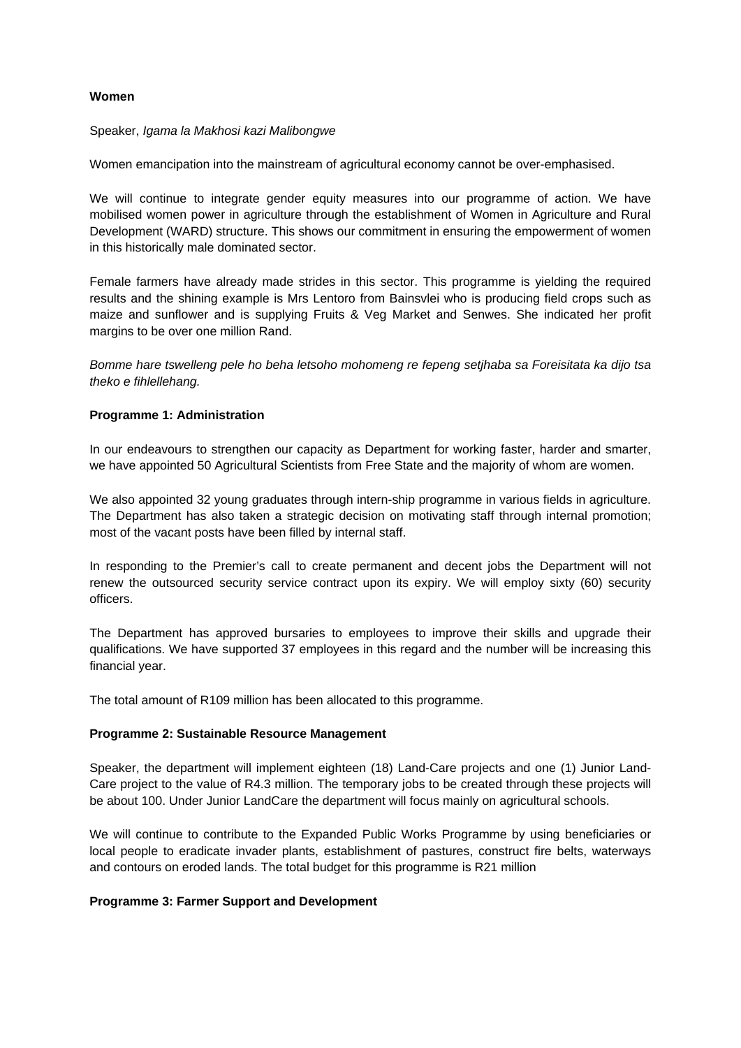**Women**

Speaker, *Igama la Makhosi kazi Malibongwe*

Women emancipation into the mainstream of agricultural economy cannot be over-emphasised.

We will continue to integrate gender equity measures into our programme of action. We have mobilised women power in agriculture through the establishment of Women in Agriculture and Rural Development (WARD) structure. This shows our commitment in ensuring the empowerment of women in this historically male dominated sector.

Female farmers have already made strides in this sector. This programme is yielding the required results and the shining example is Mrs Lentoro from Bainsvlei who is producing field crops such as maize and sunflower and is supplying Fruits & Veg Market and Senwes. She indicated her profit margins to be over one million Rand.

*Bomme hare tswelleng pele ho beha letsoho mohomeng re fepeng setjhaba sa Foreisitata ka dijo tsa theko e fihlellehang.*

**Programme 1: Administration**

In our endeavours to strengthen our capacity as Department for working faster, harder and smarter, we have appointed 50 Agricultural Scientists from Free State and the majority of whom are women.

We also appointed 32 young graduates through intern-ship programme in various fields in agriculture. The Department has also taken a strategic decision on motivating staff through internal promotion; most of the vacant posts have been filled by internal staff.

In responding to the Premier's call to create permanent and decent jobs the Department will not renew the outsourced security service contract upon its expiry. We will employ sixty (60) security officers.

The Department has approved bursaries to employees to improve their skills and upgrade their qualifications. We have supported 37 employees in this regard and the number will be increasing this financial year.

The total amount of R109 million has been allocated to this programme.

**Programme 2: Sustainable Resource Management**

Speaker, the department will implement eighteen (18) Land-Care projects and one (1) Junior Land-Care project to the value of R4.3 million. The temporary jobs to be created through these projects will be about 100. Under Junior LandCare the department will focus mainly on agricultural schools.

We will continue to contribute to the Expanded Public Works Programme by using beneficiaries or local people to eradicate invader plants, establishment of pastures, construct fire belts, waterways and contours on eroded lands. The total budget for this programme is R21 million

**Programme 3: Farmer Support and Development**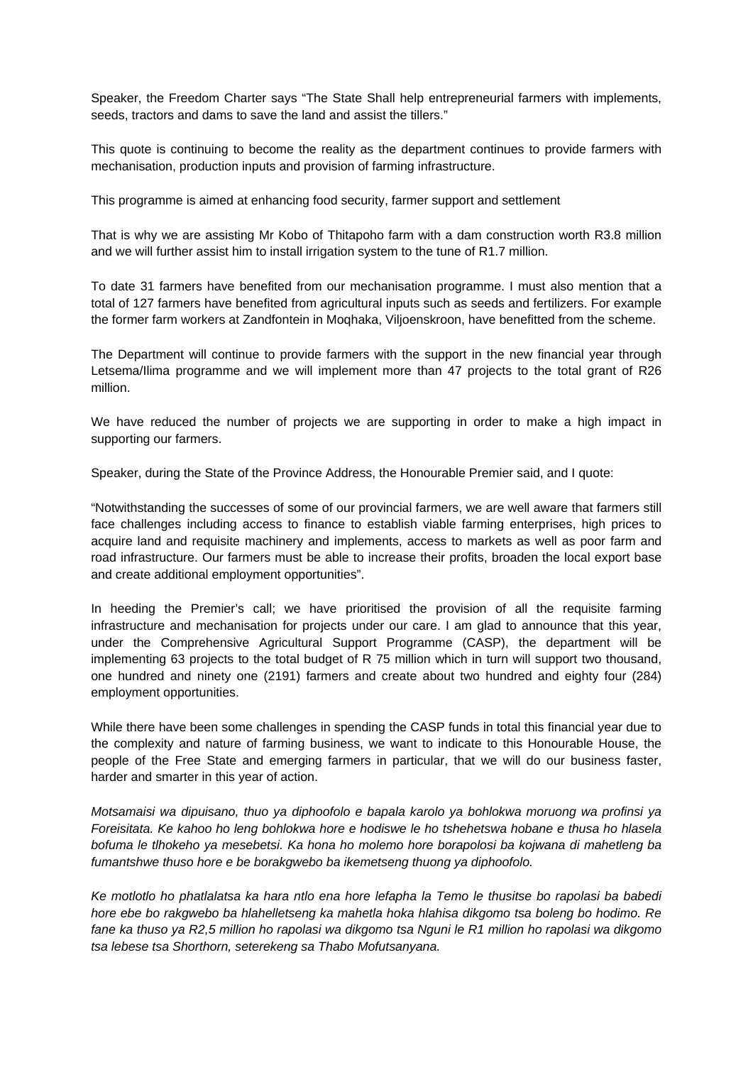Speaker, the Freedom Charter says "The State Shall help entrepreneurial farmers with implements, seeds, tractors and dams to save the land and assist the tillers."

This quote is continuing to become the reality as the department continues to provide farmers with mechanisation, production inputs and provision of farming infrastructure.

This programme is aimed at enhancing food security, farmer support and settlement

That is why we are assisting Mr Kobo of Thitapoho farm with a dam construction worth R3.8 million and we will further assist him to install irrigation system to the tune of R1.7 million.

To date 31 farmers have benefited from our mechanisation programme. I must also mention that a total of 127 farmers have benefited from agricultural inputs such as seeds and fertilizers. For example the former farm workers at Zandfontein in Moqhaka, Viljoenskroon, have benefitted from the scheme.

The Department will continue to provide farmers with the support in the new financial year through Letsema/Ilima programme and we will implement more than 47 projects to the total grant of R26 million.

We have reduced the number of projects we are supporting in order to make a high impact in supporting our farmers.

Speaker, during the State of the Province Address, the Honourable Premier said, and I quote:

"Notwithstanding the successes of some of our provincial farmers, we are well aware that farmers still face challenges including access to finance to establish viable farming enterprises, high prices to acquire land and requisite machinery and implements, access to markets as well as poor farm and road infrastructure. Our farmers must be able to increase their profits, broaden the local export base and create additional employment opportunities".

In heeding the Premier's call; we have prioritised the provision of all the requisite farming infrastructure and mechanisation for projects under our care. I am glad to announce that this year, under the Comprehensive Agricultural Support Programme (CASP), the department will be implementing 63 projects to the total budget of R 75 million which in turn will support two thousand, one hundred and ninety one (2191) farmers and create about two hundred and eighty four (284) employment opportunities.

While there have been some challenges in spending the CASP funds in total this financial year due to the complexity and nature of farming business, we want to indicate to this Honourable House, the people of the Free State and emerging farmers in particular, that we will do our business faster, harder and smarter in this year of action.

*Motsamaisi wa dipuisano, thuo ya diphoofolo e bapala karolo ya bohlokwa moruong wa profinsi ya Foreisitata. Ke kahoo ho leng bohlokwa hore e hodiswe le ho tshehetswa hobane e thusa ho hlasela bofuma le tlhokeho ya mesebetsi. Ka hona ho molemo hore borapolosi ba kojwana di mahetleng ba fumantshwe thuso hore e be borakgwebo ba ikemetseng thuong ya diphoofolo.*

*Ke motlotlo ho phatlalatsa ka hara ntlo ena hore lefapha la Temo le thusitse bo rapolasi ba babedi hore ebe bo rakgwebo ba hlahelletseng ka mahetla hoka hlahisa dikgomo tsa boleng bo hodimo. Re fane ka thuso ya R2,5 million ho rapolasi wa dikgomo tsa Nguni le R1 million ho rapolasi wa dikgomo tsa lebese tsa Shorthorn, seterekeng sa Thabo Mofutsanyana.*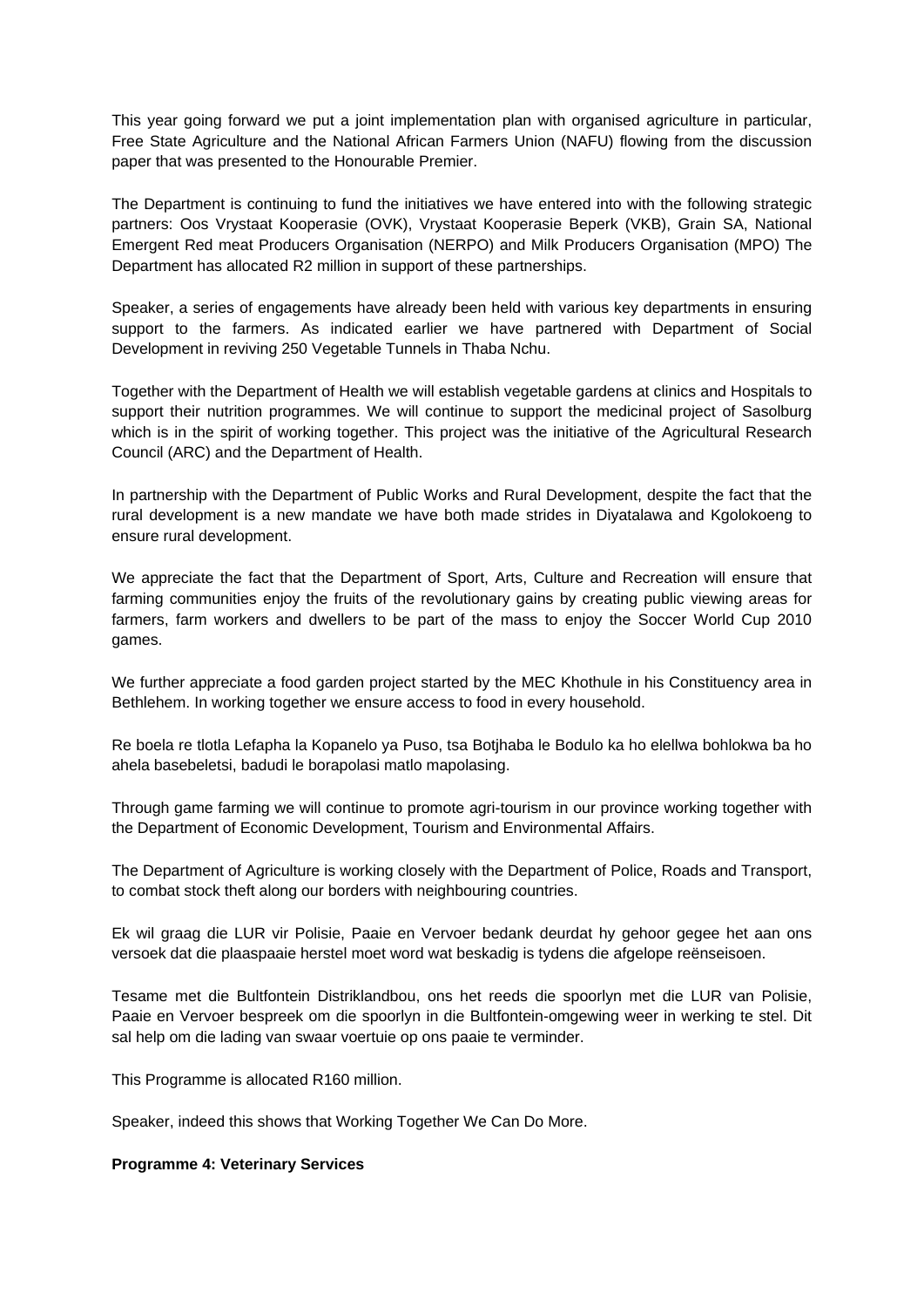This year going forward we put a joint implementation plan with organised agriculture in particular, Free State Agriculture and the National African Farmers Union (NAFU) flowing from the discussion paper that was presented to the Honourable Premier.

The Department is continuing to fund the initiatives we have entered into with the following strategic partners: Oos Vrystaat Kooperasie (OVK), Vrystaat Kooperasie Beperk (VKB), Grain SA, National Emergent Red meat Producers Organisation (NERPO) and Milk Producers Organisation (MPO) The Department has allocated R2 million in support of these partnerships.

Speaker, a series of engagements have already been held with various key departments in ensuring support to the farmers. As indicated earlier we have partnered with Department of Social Development in reviving 250 Vegetable Tunnels in Thaba Nchu.

Together with the Department of Health we will establish vegetable gardens at clinics and Hospitals to support their nutrition programmes. We will continue to support the medicinal project of Sasolburg which is in the spirit of working together. This project was the initiative of the Agricultural Research Council (ARC) and the Department of Health.

In partnership with the Department of Public Works and Rural Development, despite the fact that the rural development is a new mandate we have both made strides in Diyatalawa and Kgolokoeng to ensure rural development.

We appreciate the fact that the Department of Sport, Arts, Culture and Recreation will ensure that farming communities enjoy the fruits of the revolutionary gains by creating public viewing areas for farmers, farm workers and dwellers to be part of the mass to enjoy the Soccer World Cup 2010 games.

We further appreciate a food garden project started by the MEC Khothule in his Constituency area in Bethlehem. In working together we ensure access to food in every household.

Re boela re tlotla Lefapha la Kopanelo ya Puso, tsa Botjhaba le Bodulo ka ho elellwa bohlokwa ba ho ahela basebeletsi, badudi le borapolasi matlo mapolasing.

Through game farming we will continue to promote agri-tourism in our province working together with the Department of Economic Development, Tourism and Environmental Affairs.

The Department of Agriculture is working closely with the Department of Police, Roads and Transport, to combat stock theft along our borders with neighbouring countries.

Ek wil graag die LUR vir Polisie, Paaie en Vervoer bedank deurdat hy gehoor gegee het aan ons versoek dat die plaaspaaie herstel moet word wat beskadig is tydens die afgelope reënseisoen.

Tesame met die Bultfontein Distriklandbou, ons het reeds die spoorlyn met die LUR van Polisie, Paaie en Vervoer bespreek om die spoorlyn in die Bultfontein-omgewing weer in werking te stel. Dit sal help om die lading van swaar voertuie op ons paaie te verminder.

This Programme is allocated R160 million.

Speaker, indeed this shows that Working Together We Can Do More.

**Programme 4: Veterinary Services**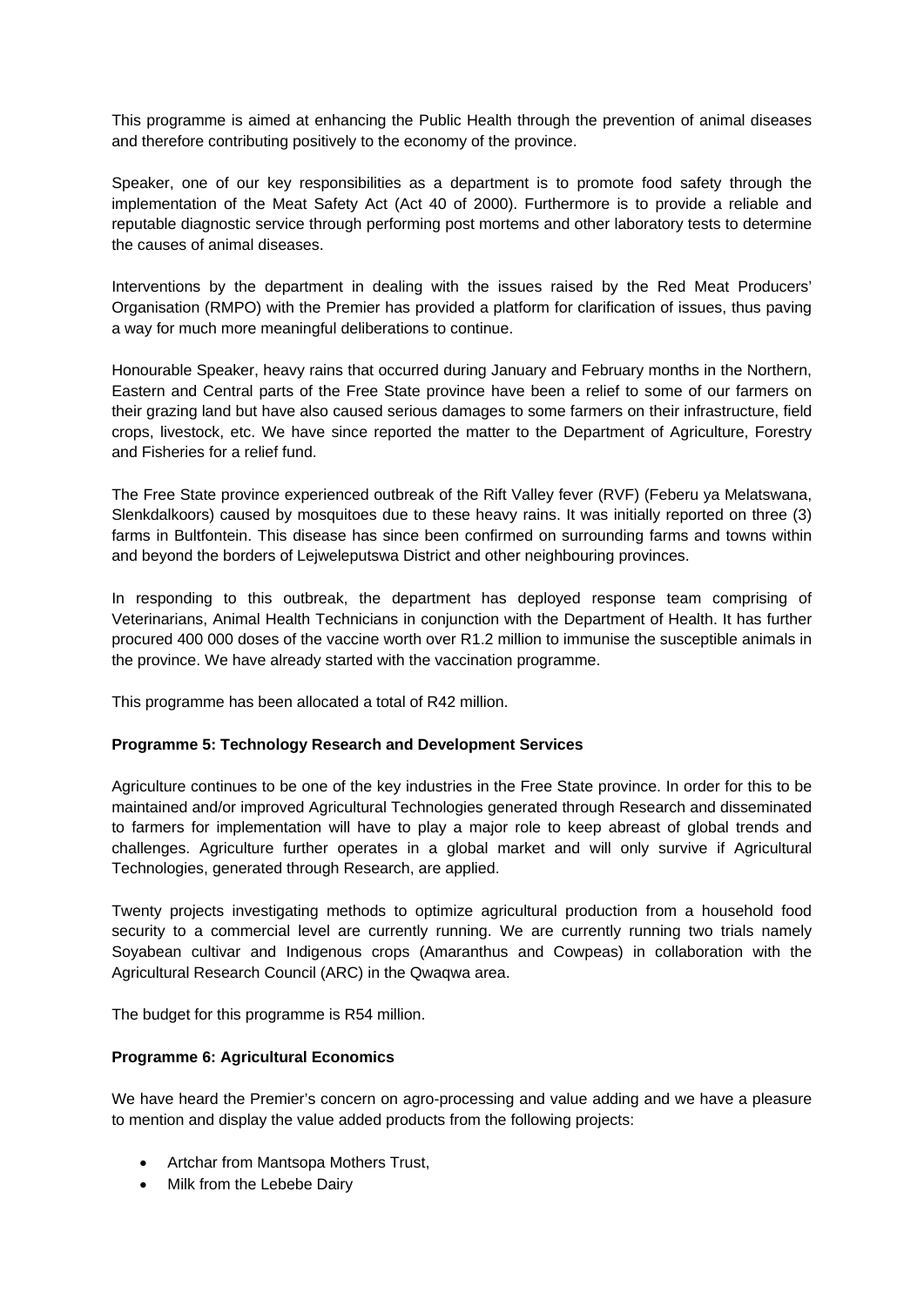This programme is aimed at enhancing the Public Health through the prevention of animal diseases and therefore contributing positively to the economy of the province.

Speaker, one of our key responsibilities as a department is to promote food safety through the implementation of the Meat Safety Act (Act 40 of 2000). Furthermore is to provide a reliable and reputable diagnostic service through performing post mortems and other laboratory tests to determine the causes of animal diseases.

Interventions by the department in dealing with the issues raised by the Red Meat Producers' Organisation (RMPO) with the Premier has provided a platform for clarification of issues, thus paving a way for much more meaningful deliberations to continue.

Honourable Speaker, heavy rains that occurred during January and February months in the Northern, Eastern and Central parts of the Free State province have been a relief to some of our farmers on their grazing land but have also caused serious damages to some farmers on their infrastructure, field crops, livestock, etc. We have since reported the matter to the Department of Agriculture, Forestry and Fisheries for a relief fund.

The Free State province experienced outbreak of the Rift Valley fever (RVF) (Feberu ya Melatswana, Slenkdalkoors) caused by mosquitoes due to these heavy rains. It was initially reported on three (3) farms in Bultfontein. This disease has since been confirmed on surrounding farms and towns within and beyond the borders of Lejweleputswa District and other neighbouring provinces.

In responding to this outbreak, the department has deployed response team comprising of Veterinarians, Animal Health Technicians in conjunction with the Department of Health. It has further procured 400 000 doses of the vaccine worth over R1.2 million to immunise the susceptible animals in the province. We have already started with the vaccination programme.

This programme has been allocated a total of R42 million.

**Programme 5: Technology Research and Development Services**

Agriculture continues to be one of the key industries in the Free State province. In order for this to be maintained and/or improved Agricultural Technologies generated through Research and disseminated to farmers for implementation will have to play a major role to keep abreast of global trends and challenges. Agriculture further operates in a global market and will only survive if Agricultural Technologies, generated through Research, are applied.

Twenty projects investigating methods to optimize agricultural production from a household food security to a commercial level are currently running. We are currently running two trials namely Soyabean cultivar and Indigenous crops (Amaranthus and Cowpeas) in collaboration with the Agricultural Research Council (ARC) in the Qwaqwa area.

The budget for this programme is R54 million.

**Programme 6: Agricultural Economics**

We have heard the Premier's concern on agro-processing and value adding and we have a pleasure to mention and display the value added products from the following projects:

- Artchar from Mantsopa Mothers Trust,
- Milk from the Lebebe Dairy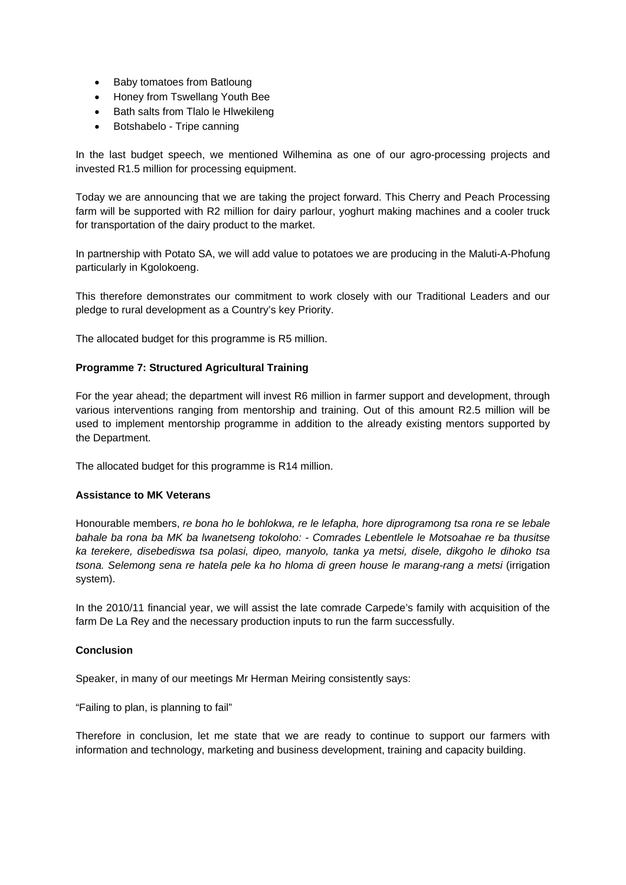- Baby tomatoes from Batloung
- Honey from Tswellang Youth Bee
- Bath salts from Tlalo le Hlwekileng
- Botshabelo - Tripe canning

In the last budget speech, we mentioned Wilhemina as one of our agro-processing projects and invested R1.5 million for processing equipment.

Today we are announcing that we are taking the project forward. This Cherry and Peach Processing farm will be supported with R2 million for dairy parlour, yoghurt making machines and a cooler truck for transportation of the dairy product to the market.

In partnership with Potato SA, we will add value to potatoes we are producing in the Maluti-A-Phofung particularly in Kgolokoeng.

This therefore demonstrates our commitment to work closely with our Traditional Leaders and our pledge to rural development as a Country's key Priority.

The allocated budget for this programme is R5 million.

**Programme 7: Structured Agricultural Training**

For the year ahead; the department will invest R6 million in farmer support and development, through various interventions ranging from mentorship and training. Out of this amount R2.5 million will be used to implement mentorship programme in addition to the already existing mentors supported by the Department.

The allocated budget for this programme is R14 million.

**Assistance to MK Veterans**

Honourable members, *re bona ho le bohlokwa, re le lefapha, hore diprogramong tsa rona re se lebale bahale ba rona ba MK ba lwanetseng tokoloho: - Comrades Lebentlele le Motsoahae re ba thusitse ka terekere, disebediswa tsa polasi, dipeo, manyolo, tanka ya metsi, disele, dikgoho le dihoko tsa tsona. Selemong sena re hatela pele ka ho hloma di green house le marang-rang a metsi* (irrigation system).

In the 2010/11 financial year, we will assist the late comrade Carpede's family with acquisition of the farm De La Rey and the necessary production inputs to run the farm successfully.

**Conclusion**

Speaker, in many of our meetings Mr Herman Meiring consistently says:

"Failing to plan, is planning to fail"

Therefore in conclusion, let me state that we are ready to continue to support our farmers with information and technology, marketing and business development, training and capacity building.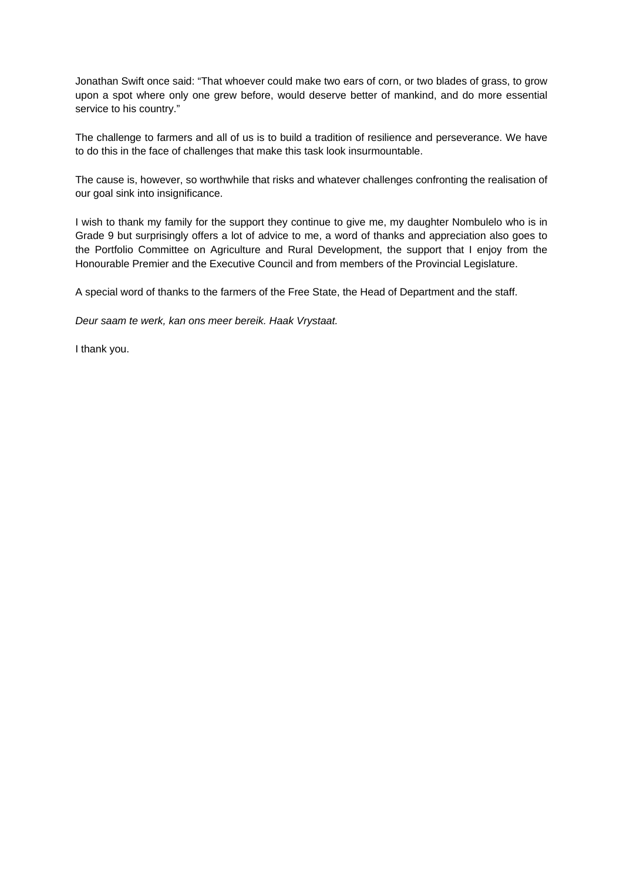Jonathan Swift once said: "That whoever could make two ears of corn, or two blades of grass, to grow upon a spot where only one grew before, would deserve better of mankind, and do more essential service to his country."

The challenge to farmers and all of us is to build a tradition of resilience and perseverance. We have to do this in the face of challenges that make this task look insurmountable.

The cause is, however, so worthwhile that risks and whatever challenges confronting the realisation of our goal sink into insignificance.

I wish to thank my family for the support they continue to give me, my daughter Nombulelo who is in Grade 9 but surprisingly offers a lot of advice to me, a word of thanks and appreciation also goes to the Portfolio Committee on Agriculture and Rural Development, the support that I enjoy from the Honourable Premier and the Executive Council and from members of the Provincial Legislature.

A special word of thanks to the farmers of the Free State, the Head of Department and the staff.

*Deur saam te werk, kan ons meer bereik. Haak Vrystaat.*

I thank you.